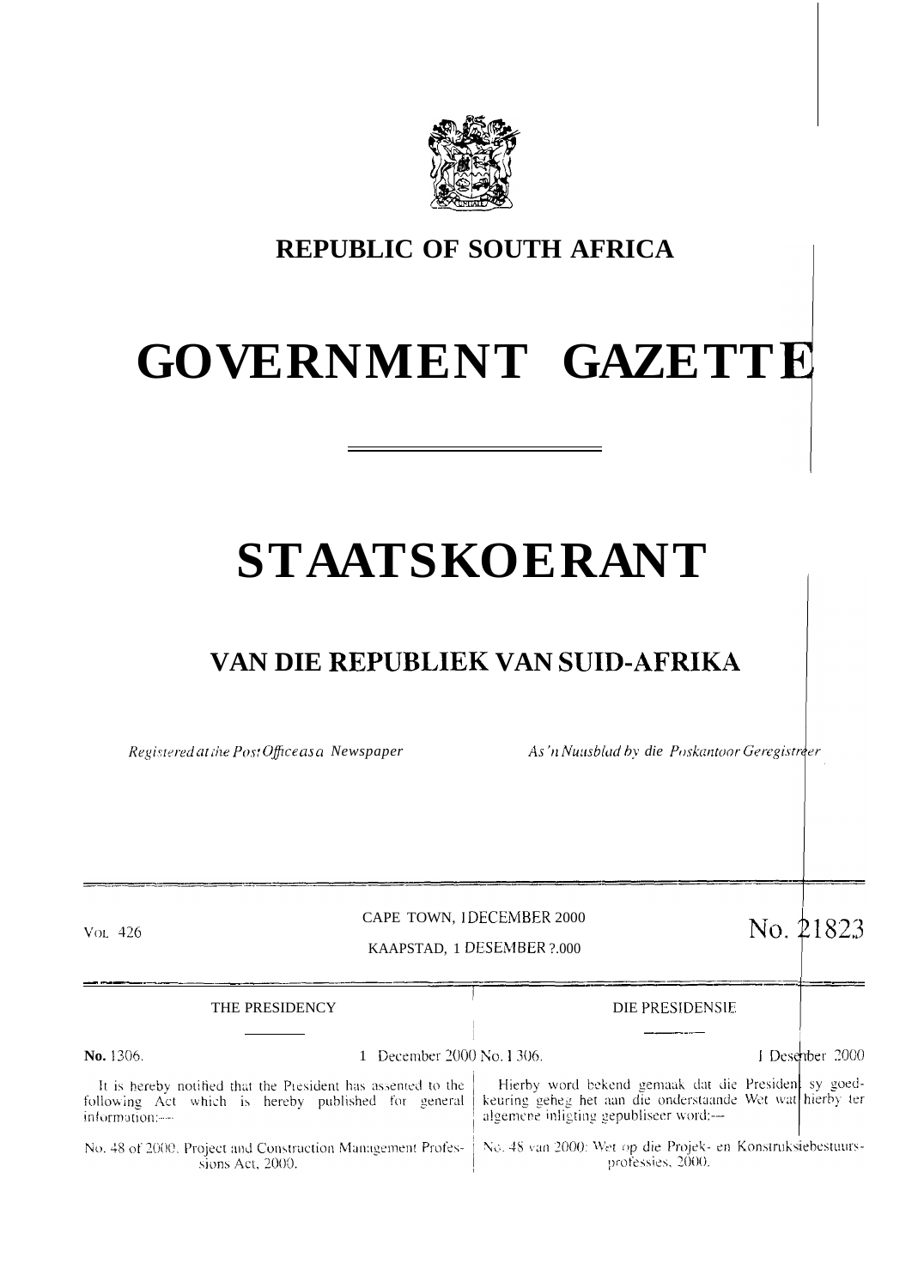# REPUBLIC OF SOUTH AFRICA

# GOVERNMENT GAZETTE

# STAATSKOERANT

## VAN DIE REPUBLIEK VAN SUID-AFRIKA

*Registered at the Post Office as a Newspaper* — *As 'n Nuusblad by die Poskantoor Geregistreer*

VOL. 426 — CAPE TOWN, 1 DECEMBER 2000 / KAAPSTAD, 1 DESEMBER 2000 — No. 21823

THE PRESIDENCY

**No.** 1306. 1 December 2000

It is hereby notified that the President has assented to the following Act which is hereby published for general information:—

No. 48 of 2000: Project and Construction Management Professions Act, 2000.

DIE PRESIDENSIE

No. 1306. 1 Desember 2000

Hierby word bekend gemaak dat die President sy goedkeuring geheg het aan die onderstaande Wet wat hierby ter algemene inligting gepubliseer word:—

No. 48 van 2000: Wet op die Projek- en Konstruksiebestuursprofessies, 2000.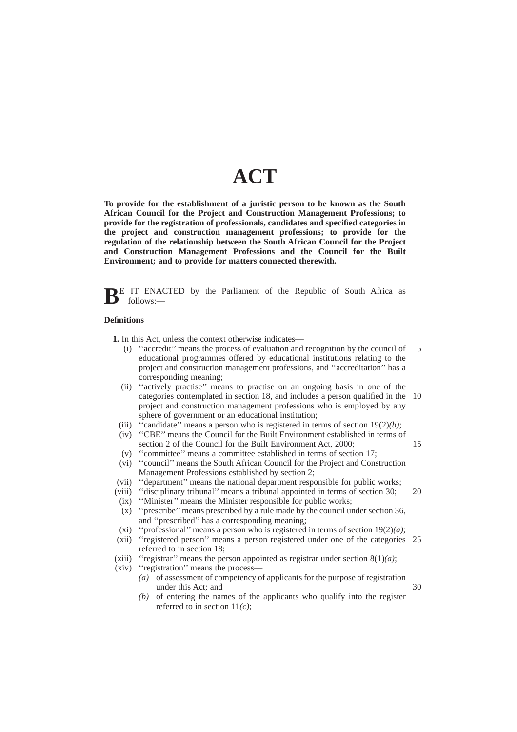# ACT

**To provide for the establishment of a juristic person to be known as the South African Council for the Project and Construction Management Professions; to provide for the registration of professionals, candidates and specified categories in the project and construction management professions; to provide for the regulation of the relationship between the South African Council for the Project and Construction Management Professions and the Council for the Built Environment; and to provide for matters connected therewith.**

BE IT ENACTED by the Parliament of the Republic of South Africa as follows:—

### Definitions

**1.** In this Act, unless the context otherwise indicates—

(i) ''accredit'' means the process of evaluation and recognition by the council of educational programmes offered by educational institutions relating to the project and construction management professions, and ''accreditation'' has a corresponding meaning;

(ii) ''actively practise'' means to practise on an ongoing basis in one of the categories contemplated in section 18, and includes a person qualified in the project and construction management professions who is employed by any sphere of government or an educational institution;

(iii) ''candidate'' means a person who is registered in terms of section 19(2)*(b)*;

(iv) ''CBE'' means the Council for the Built Environment established in terms of section 2 of the Council for the Built Environment Act, 2000;

(v) ''committee'' means a committee established in terms of section 17;

(vi) ''council'' means the South African Council for the Project and Construction Management Professions established by section 2;

(vii) ''department'' means the national department responsible for public works;

(viii) ''disciplinary tribunal'' means a tribunal appointed in terms of section 30;

(ix) ''Minister'' means the Minister responsible for public works;

(x) ''prescribe'' means prescribed by a rule made by the council under section 36, and ''prescribed'' has a corresponding meaning;

(xi) ''professional'' means a person who is registered in terms of section 19(2)*(a)*;

(xii) ''registered person'' means a person registered under one of the categories referred to in section 18;

(xiii) ''registrar'' means the person appointed as registrar under section 8(1)*(a)*;

(xiv) ''registration'' means the process—

*(a)* of assessment of competency of applicants for the purpose of registration under this Act; and

*(b)* of entering the names of the applicants who qualify into the register referred to in section 11*(c)*;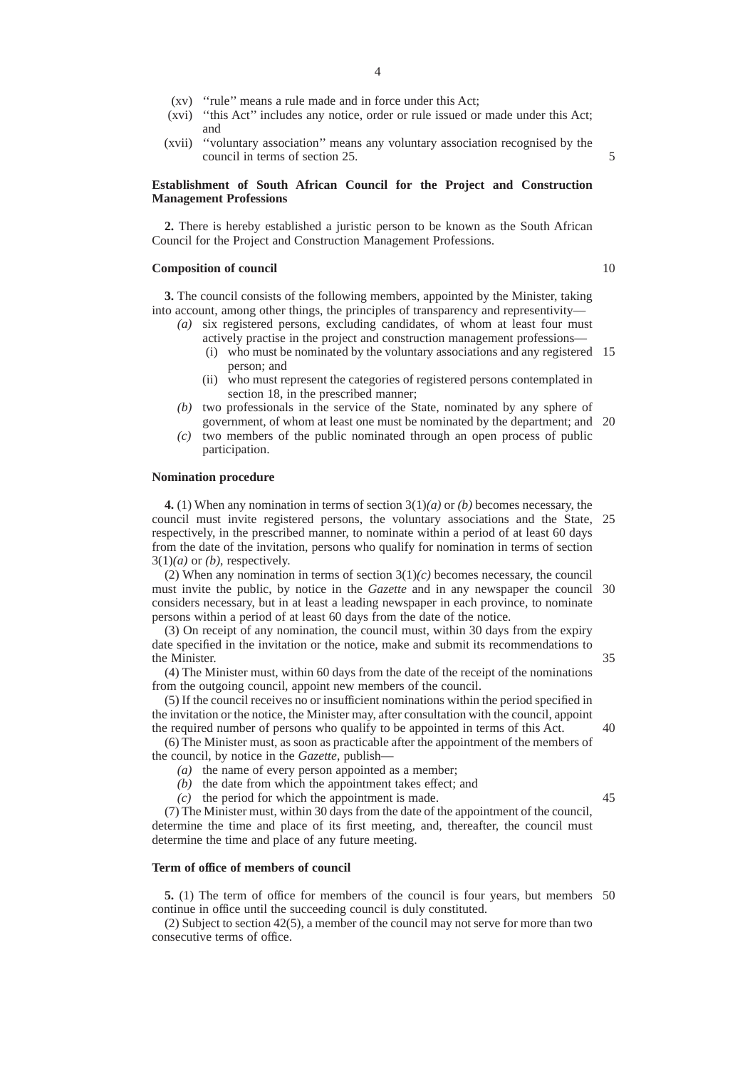(xv) ''rule'' means a rule made and in force under this Act;

(xvi) ''this Act'' includes any notice, order or rule issued or made under this Act; and

(xvii) ''voluntary association'' means any voluntary association recognised by the council in terms of section 25.

**Establishment of South African Council for the Project and Construction Management Professions**

**2.** There is hereby established a juristic person to be known as the South African Council for the Project and Construction Management Professions.

**Composition of council**

**3.** The council consists of the following members, appointed by the Minister, taking into account, among other things, the principles of transparency and representivity—

*(a)* six registered persons, excluding candidates, of whom at least four must actively practise in the project and construction management professions—

(i) who must be nominated by the voluntary associations and any registered person; and

(ii) who must represent the categories of registered persons contemplated in section 18, in the prescribed manner;

*(b)* two professionals in the service of the State, nominated by any sphere of government, of whom at least one must be nominated by the department; and

*(c)* two members of the public nominated through an open process of public participation.

**Nomination procedure**

**4.** (1) When any nomination in terms of section 3(1)*(a)* or *(b)* becomes necessary, the council must invite registered persons, the voluntary associations and the State, respectively, in the prescribed manner, to nominate within a period of at least 60 days from the date of the invitation, persons who qualify for nomination in terms of section 3(1)*(a)* or *(b)*, respectively.

(2) When any nomination in terms of section 3(1)*(c)* becomes necessary, the council must invite the public, by notice in the *Gazette* and in any newspaper the council considers necessary, but in at least a leading newspaper in each province, to nominate persons within a period of at least 60 days from the date of the notice.

(3) On receipt of any nomination, the council must, within 30 days from the expiry date specified in the invitation or the notice, make and submit its recommendations to the Minister.

(4) The Minister must, within 60 days from the date of the receipt of the nominations from the outgoing council, appoint new members of the council.

(5) If the council receives no or insufficient nominations within the period specified in the invitation or the notice, the Minister may, after consultation with the council, appoint the required number of persons who qualify to be appointed in terms of this Act.

(6) The Minister must, as soon as practicable after the appointment of the members of the council, by notice in the *Gazette*, publish—

*(a)* the name of every person appointed as a member;

*(b)* the date from which the appointment takes effect; and

*(c)* the period for which the appointment is made.

(7) The Minister must, within 30 days from the date of the appointment of the council, determine the time and place of its first meeting, and, thereafter, the council must determine the time and place of any future meeting.

**Term of office of members of council**

**5.** (1) The term of office for members of the council is four years, but members continue in office until the succeeding council is duly constituted.

(2) Subject to section 42(5), a member of the council may not serve for more than two consecutive terms of office.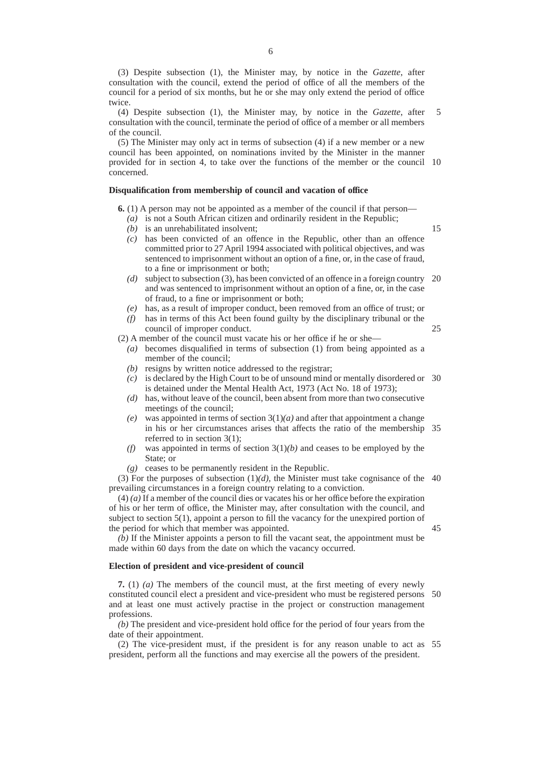(3) Despite subsection (1), the Minister may, by notice in the *Gazette*, after consultation with the council, extend the period of office of all the members of the council for a period of six months, but he or she may only extend the period of office twice.

(4) Despite subsection (1), the Minister may, by notice in the *Gazette*, after consultation with the council, terminate the period of office of a member or all members of the council.

(5) The Minister may only act in terms of subsection (4) if a new member or a new council has been appointed, on nominations invited by the Minister in the manner provided for in section 4, to take over the functions of the member or the council concerned.

**Disqualification from membership of council and vacation of office**

**6.** (1) A person may not be appointed as a member of the council if that person—

*(a)* is not a South African citizen and ordinarily resident in the Republic;

*(b)* is an unrehabilitated insolvent;

*(c)* has been convicted of an offence in the Republic, other than an offence committed prior to 27 April 1994 associated with political objectives, and was sentenced to imprisonment without an option of a fine, or, in the case of fraud, to a fine or imprisonment or both;

*(d)* subject to subsection (3), has been convicted of an offence in a foreign country and was sentenced to imprisonment without an option of a fine, or, in the case of fraud, to a fine or imprisonment or both;

*(e)* has, as a result of improper conduct, been removed from an office of trust; or

*(f)* has in terms of this Act been found guilty by the disciplinary tribunal or the council of improper conduct.

(2) A member of the council must vacate his or her office if he or she—

*(a)* becomes disqualified in terms of subsection (1) from being appointed as a member of the council;

*(b)* resigns by written notice addressed to the registrar;

*(c)* is declared by the High Court to be of unsound mind or mentally disordered or is detained under the Mental Health Act, 1973 (Act No. 18 of 1973);

*(d)* has, without leave of the council, been absent from more than two consecutive meetings of the council;

*(e)* was appointed in terms of section 3(1)*(a)* and after that appointment a change in his or her circumstances arises that affects the ratio of the membership referred to in section 3(1);

*(f)* was appointed in terms of section 3(1)*(b)* and ceases to be employed by the State; or

*(g)* ceases to be permanently resident in the Republic.

(3) For the purposes of subsection (1)*(d)*, the Minister must take cognisance of the prevailing circumstances in a foreign country relating to a conviction.

(4) *(a)* If a member of the council dies or vacates his or her office before the expiration of his or her term of office, the Minister may, after consultation with the council, and subject to section 5(1), appoint a person to fill the vacancy for the unexpired portion of the period for which that member was appointed.

*(b)* If the Minister appoints a person to fill the vacant seat, the appointment must be made within 60 days from the date on which the vacancy occurred.

**Election of president and vice-president of council**

**7.** (1) *(a)* The members of the council must, at the first meeting of every newly constituted council elect a president and vice-president who must be registered persons and at least one must actively practise in the project or construction management professions.

*(b)* The president and vice-president hold office for the period of four years from the date of their appointment.

(2) The vice-president must, if the president is for any reason unable to act as president, perform all the functions and may exercise all the powers of the president.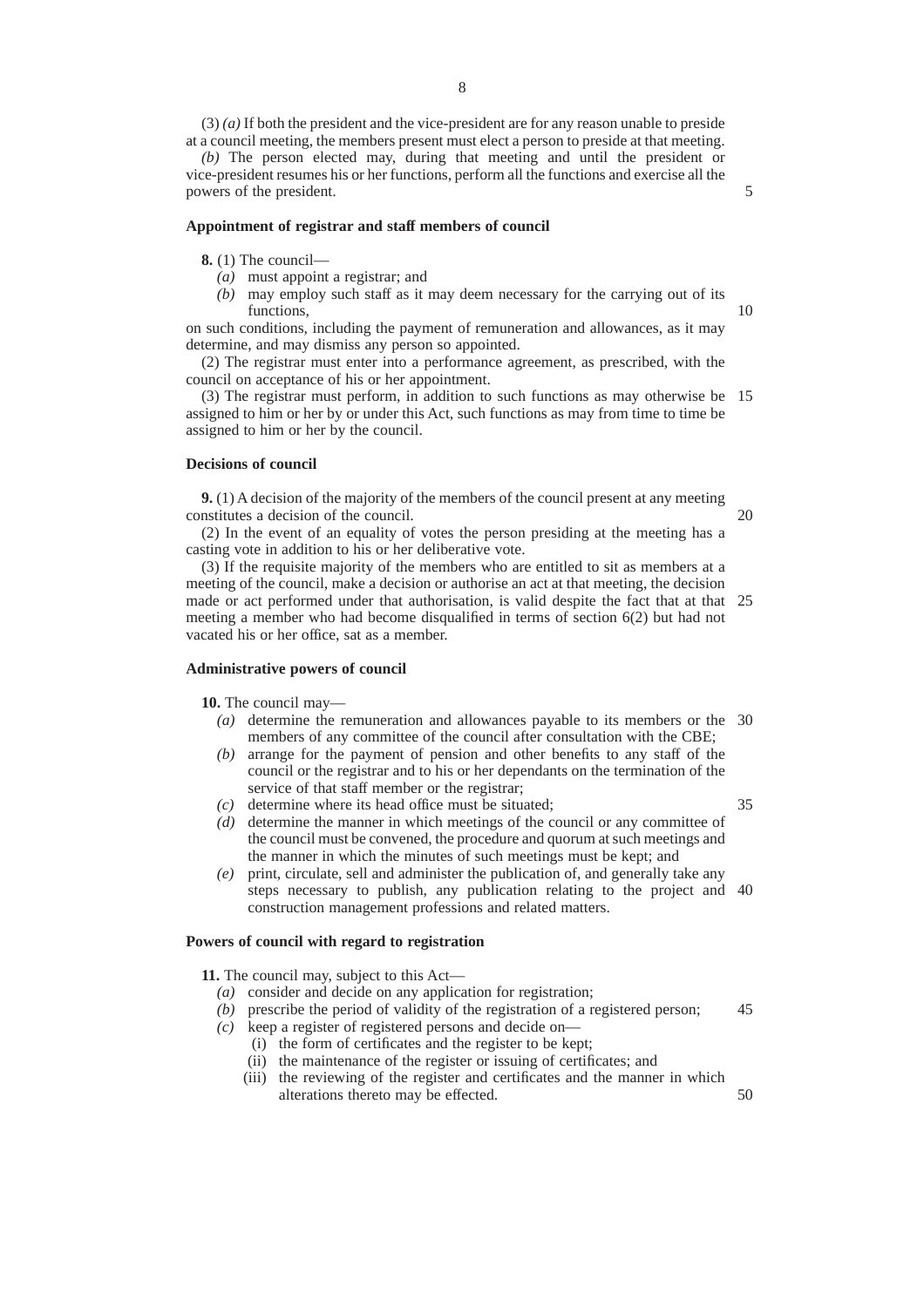(3) *(a)* If both the president and the vice-president are for any reason unable to preside at a council meeting, the members present must elect a person to preside at that meeting.

*(b)* The person elected may, during that meeting and until the president or vice-president resumes his or her functions, perform all the functions and exercise all the powers of the president.

**Appointment of registrar and staff members of council**

**8.** (1) The council—

- *(a)* must appoint a registrar; and
- *(b)* may employ such staff as it may deem necessary for the carrying out of its functions,

on such conditions, including the payment of remuneration and allowances, as it may determine, and may dismiss any person so appointed.

(2) The registrar must enter into a performance agreement, as prescribed, with the council on acceptance of his or her appointment.

(3) The registrar must perform, in addition to such functions as may otherwise be assigned to him or her by or under this Act, such functions as may from time to time be assigned to him or her by the council.

**Decisions of council**

**9.** (1) A decision of the majority of the members of the council present at any meeting constitutes a decision of the council.

(2) In the event of an equality of votes the person presiding at the meeting has a casting vote in addition to his or her deliberative vote.

(3) If the requisite majority of the members who are entitled to sit as members at a meeting of the council, make a decision or authorise an act at that meeting, the decision made or act performed under that authorisation, is valid despite the fact that at that meeting a member who had become disqualified in terms of section 6(2) but had not vacated his or her office, sat as a member.

**Administrative powers of council**

**10.** The council may—

- *(a)* determine the remuneration and allowances payable to its members or the members of any committee of the council after consultation with the CBE;
- *(b)* arrange for the payment of pension and other benefits to any staff of the council or the registrar and to his or her dependants on the termination of the service of that staff member or the registrar;
- *(c)* determine where its head office must be situated;
- *(d)* determine the manner in which meetings of the council or any committee of the council must be convened, the procedure and quorum at such meetings and the manner in which the minutes of such meetings must be kept; and
- *(e)* print, circulate, sell and administer the publication of, and generally take any steps necessary to publish, any publication relating to the project and construction management professions and related matters.

**Powers of council with regard to registration**

**11.** The council may, subject to this Act—

- *(a)* consider and decide on any application for registration;
- *(b)* prescribe the period of validity of the registration of a registered person;
- *(c)* keep a register of registered persons and decide on—
  - (i) the form of certificates and the register to be kept;
  - (ii) the maintenance of the register or issuing of certificates; and
  - (iii) the reviewing of the register and certificates and the manner in which alterations thereto may be effected.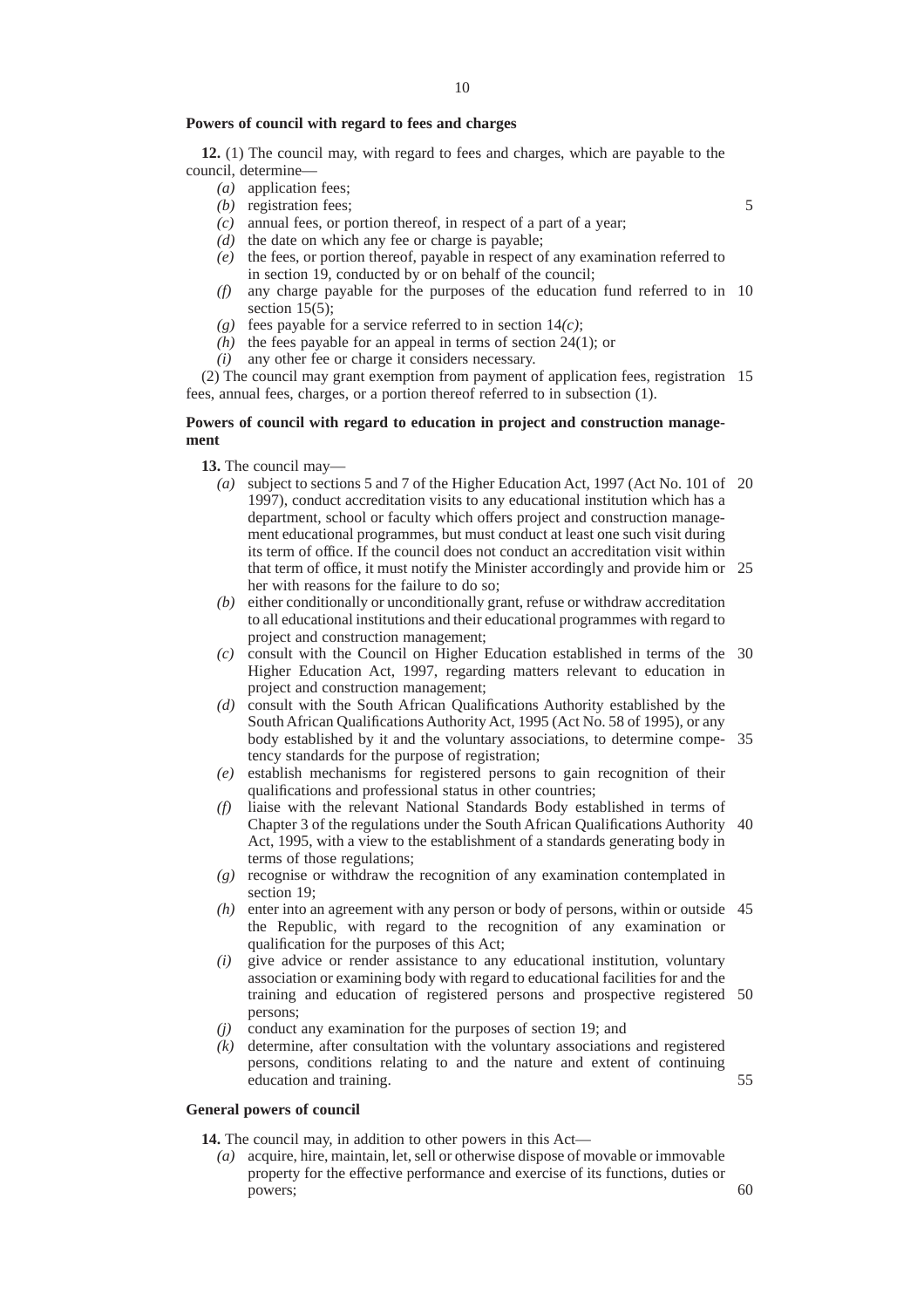**Powers of council with regard to fees and charges**

**12.** (1) The council may, with regard to fees and charges, which are payable to the council, determine—

- *(a)* application fees;
- *(b)* registration fees;
- *(c)* annual fees, or portion thereof, in respect of a part of a year;
- *(d)* the date on which any fee or charge is payable;
- *(e)* the fees, or portion thereof, payable in respect of any examination referred to in section 19, conducted by or on behalf of the council;
- *(f)* any charge payable for the purposes of the education fund referred to in section 15(5);
- *(g)* fees payable for a service referred to in section 14*(c)*;
- *(h)* the fees payable for an appeal in terms of section 24(1); or
- *(i)* any other fee or charge it considers necessary.

(2) The council may grant exemption from payment of application fees, registration fees, annual fees, charges, or a portion thereof referred to in subsection (1).

**Powers of council with regard to education in project and construction management**

**13.** The council may—

- *(a)* subject to sections 5 and 7 of the Higher Education Act, 1997 (Act No. 101 of 1997), conduct accreditation visits to any educational institution which has a department, school or faculty which offers project and construction management educational programmes, but must conduct at least one such visit during its term of office. If the council does not conduct an accreditation visit within that term of office, it must notify the Minister accordingly and provide him or her with reasons for the failure to do so;
- *(b)* either conditionally or unconditionally grant, refuse or withdraw accreditation to all educational institutions and their educational programmes with regard to project and construction management;
- *(c)* consult with the Council on Higher Education established in terms of the Higher Education Act, 1997, regarding matters relevant to education in project and construction management;
- *(d)* consult with the South African Qualifications Authority established by the South African Qualifications Authority Act, 1995 (Act No. 58 of 1995), or any body established by it and the voluntary associations, to determine competency standards for the purpose of registration;
- *(e)* establish mechanisms for registered persons to gain recognition of their qualifications and professional status in other countries;
- *(f)* liaise with the relevant National Standards Body established in terms of Chapter 3 of the regulations under the South African Qualifications Authority Act, 1995, with a view to the establishment of a standards generating body in terms of those regulations;
- *(g)* recognise or withdraw the recognition of any examination contemplated in section 19;
- *(h)* enter into an agreement with any person or body of persons, within or outside the Republic, with regard to the recognition of any examination or qualification for the purposes of this Act;
- *(i)* give advice or render assistance to any educational institution, voluntary association or examining body with regard to educational facilities for and the training and education of registered persons and prospective registered persons;
- *(j)* conduct any examination for the purposes of section 19; and
- *(k)* determine, after consultation with the voluntary associations and registered persons, conditions relating to and the nature and extent of continuing education and training.

**General powers of council**

**14.** The council may, in addition to other powers in this Act—

- *(a)* acquire, hire, maintain, let, sell or otherwise dispose of movable or immovable property for the effective performance and exercise of its functions, duties or powers;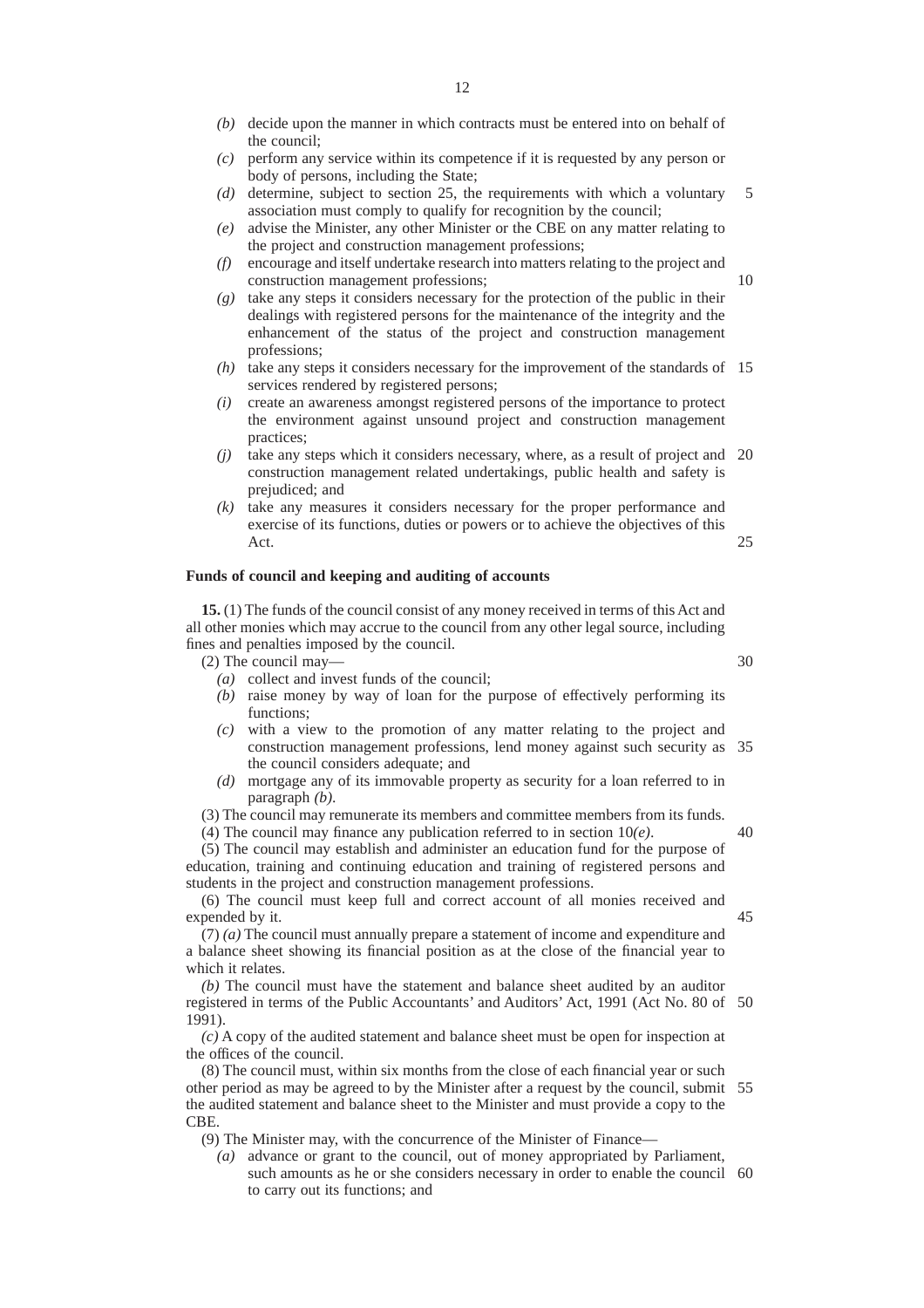*(b)* decide upon the manner in which contracts must be entered into on behalf of the council;

*(c)* perform any service within its competence if it is requested by any person or body of persons, including the State;

*(d)* determine, subject to section 25, the requirements with which a voluntary association must comply to qualify for recognition by the council;

*(e)* advise the Minister, any other Minister or the CBE on any matter relating to the project and construction management professions;

*(f)* encourage and itself undertake research into matters relating to the project and construction management professions;

*(g)* take any steps it considers necessary for the protection of the public in their dealings with registered persons for the maintenance of the integrity and the enhancement of the status of the project and construction management professions;

*(h)* take any steps it considers necessary for the improvement of the standards of services rendered by registered persons;

*(i)* create an awareness amongst registered persons of the importance to protect the environment against unsound project and construction management practices;

*(j)* take any steps which it considers necessary, where, as a result of project and construction management related undertakings, public health and safety is prejudiced; and

*(k)* take any measures it considers necessary for the proper performance and exercise of its functions, duties or powers or to achieve the objectives of this Act.

**Funds of council and keeping and auditing of accounts**

**15.** (1) The funds of the council consist of any money received in terms of this Act and all other monies which may accrue to the council from any other legal source, including fines and penalties imposed by the council.

(2) The council may—

*(a)* collect and invest funds of the council;

*(b)* raise money by way of loan for the purpose of effectively performing its functions;

*(c)* with a view to the promotion of any matter relating to the project and construction management professions, lend money against such security as the council considers adequate; and

*(d)* mortgage any of its immovable property as security for a loan referred to in paragraph *(b)*.

(3) The council may remunerate its members and committee members from its funds.

(4) The council may finance any publication referred to in section 10*(e)*.

(5) The council may establish and administer an education fund for the purpose of education, training and continuing education and training of registered persons and students in the project and construction management professions.

(6) The council must keep full and correct account of all monies received and expended by it.

(7) *(a)* The council must annually prepare a statement of income and expenditure and a balance sheet showing its financial position as at the close of the financial year to which it relates.

*(b)* The council must have the statement and balance sheet audited by an auditor registered in terms of the Public Accountants' and Auditors' Act, 1991 (Act No. 80 of 1991).

*(c)* A copy of the audited statement and balance sheet must be open for inspection at the offices of the council.

(8) The council must, within six months from the close of each financial year or such other period as may be agreed to by the Minister after a request by the council, submit the audited statement and balance sheet to the Minister and must provide a copy to the CBE.

(9) The Minister may, with the concurrence of the Minister of Finance—

*(a)* advance or grant to the council, out of money appropriated by Parliament, such amounts as he or she considers necessary in order to enable the council to carry out its functions; and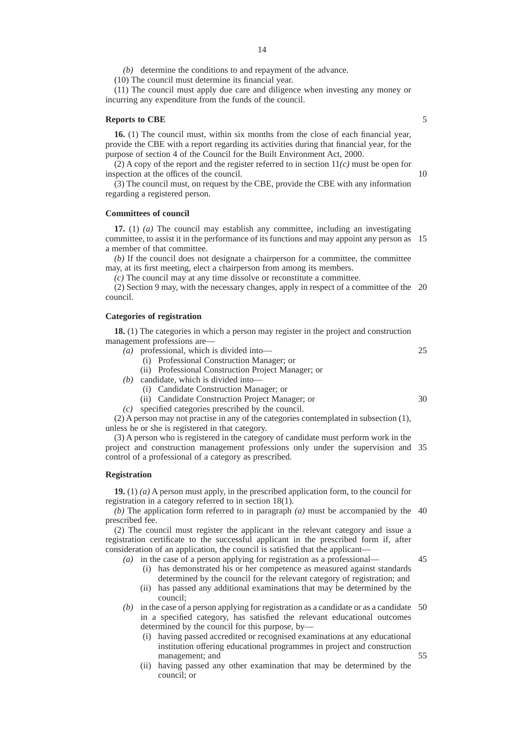*(b)* determine the conditions to and repayment of the advance.

(10) The council must determine its financial year.

(11) The council must apply due care and diligence when investing any money or incurring any expenditure from the funds of the council.

**Reports to CBE**

**16.** (1) The council must, within six months from the close of each financial year, provide the CBE with a report regarding its activities during that financial year, for the purpose of section 4 of the Council for the Built Environment Act, 2000.

(2) A copy of the report and the register referred to in section 11*(c)* must be open for inspection at the offices of the council.

(3) The council must, on request by the CBE, provide the CBE with any information regarding a registered person.

**Committees of council**

**17.** (1) *(a)* The council may establish any committee, including an investigating committee, to assist it in the performance of its functions and may appoint any person as a member of that committee.

*(b)* If the council does not designate a chairperson for a committee, the committee may, at its first meeting, elect a chairperson from among its members.

*(c)* The council may at any time dissolve or reconstitute a committee.

(2) Section 9 may, with the necessary changes, apply in respect of a committee of the council.

**Categories of registration**

**18.** (1) The categories in which a person may register in the project and construction management professions are—

- *(a)* professional, which is divided into—
  - (i) Professional Construction Manager; or
  - (ii) Professional Construction Project Manager; or
- *(b)* candidate, which is divided into—
  - (i) Candidate Construction Manager; or
  - (ii) Candidate Construction Project Manager; or
- *(c)* specified categories prescribed by the council.

(2) A person may not practise in any of the categories contemplated in subsection (1), unless he or she is registered in that category.

(3) A person who is registered in the category of candidate must perform work in the project and construction management professions only under the supervision and control of a professional of a category as prescribed.

**Registration**

**19.** (1) *(a)* A person must apply, in the prescribed application form, to the council for registration in a category referred to in section 18(1).

*(b)* The application form referred to in paragraph *(a)* must be accompanied by the prescribed fee.

(2) The council must register the applicant in the relevant category and issue a registration certificate to the successful applicant in the prescribed form if, after consideration of an application, the council is satisfied that the applicant—

- *(a)* in the case of a person applying for registration as a professional—
  - (i) has demonstrated his or her competence as measured against standards determined by the council for the relevant category of registration; and
  - (ii) has passed any additional examinations that may be determined by the council;
- *(b)* in the case of a person applying for registration as a candidate or as a candidate in a specified category, has satisfied the relevant educational outcomes determined by the council for this purpose, by—
  - (i) having passed accredited or recognised examinations at any educational institution offering educational programmes in project and construction management; and
  - (ii) having passed any other examination that may be determined by the council; or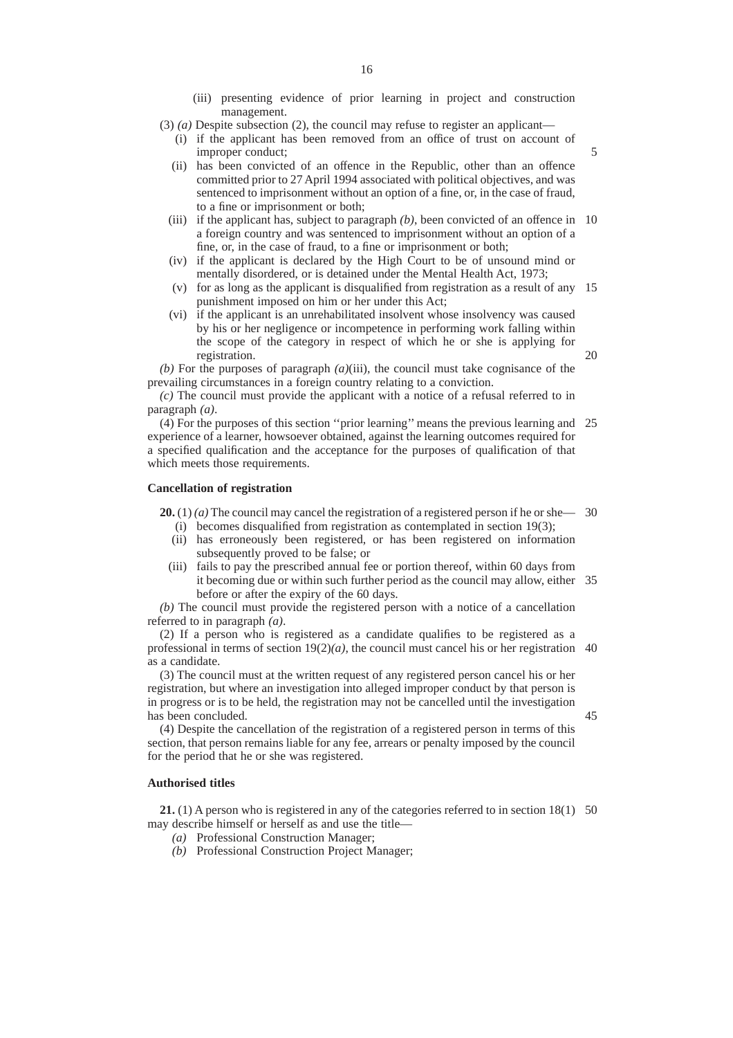(iii) presenting evidence of prior learning in project and construction management.

(3) *(a)* Despite subsection (2), the council may refuse to register an applicant—

(i) if the applicant has been removed from an office of trust on account of improper conduct;

(ii) has been convicted of an offence in the Republic, other than an offence committed prior to 27 April 1994 associated with political objectives, and was sentenced to imprisonment without an option of a fine, or, in the case of fraud, to a fine or imprisonment or both;

(iii) if the applicant has, subject to paragraph *(b)*, been convicted of an offence in a foreign country and was sentenced to imprisonment without an option of a fine, or, in the case of fraud, to a fine or imprisonment or both;

(iv) if the applicant is declared by the High Court to be of unsound mind or mentally disordered, or is detained under the Mental Health Act, 1973;

(v) for as long as the applicant is disqualified from registration as a result of any punishment imposed on him or her under this Act;

(vi) if the applicant is an unrehabilitated insolvent whose insolvency was caused by his or her negligence or incompetence in performing work falling within the scope of the category in respect of which he or she is applying for registration.

*(b)* For the purposes of paragraph *(a)*(iii), the council must take cognisance of the prevailing circumstances in a foreign country relating to a conviction.

*(c)* The council must provide the applicant with a notice of a refusal referred to in paragraph *(a)*.

(4) For the purposes of this section ''prior learning'' means the previous learning and experience of a learner, howsoever obtained, against the learning outcomes required for a specified qualification and the acceptance for the purposes of qualification of that which meets those requirements.

**Cancellation of registration**

**20.** (1) *(a)* The council may cancel the registration of a registered person if he or she—

(i) becomes disqualified from registration as contemplated in section 19(3);

(ii) has erroneously been registered, or has been registered on information subsequently proved to be false; or

(iii) fails to pay the prescribed annual fee or portion thereof, within 60 days from it becoming due or within such further period as the council may allow, either before or after the expiry of the 60 days.

*(b)* The council must provide the registered person with a notice of a cancellation referred to in paragraph *(a)*.

(2) If a person who is registered as a candidate qualifies to be registered as a professional in terms of section 19(2)*(a)*, the council must cancel his or her registration as a candidate.

(3) The council must at the written request of any registered person cancel his or her registration, but where an investigation into alleged improper conduct by that person is in progress or is to be held, the registration may not be cancelled until the investigation has been concluded.

(4) Despite the cancellation of the registration of a registered person in terms of this section, that person remains liable for any fee, arrears or penalty imposed by the council for the period that he or she was registered.

**Authorised titles**

**21.** (1) A person who is registered in any of the categories referred to in section 18(1) may describe himself or herself as and use the title—

*(a)* Professional Construction Manager;

*(b)* Professional Construction Project Manager;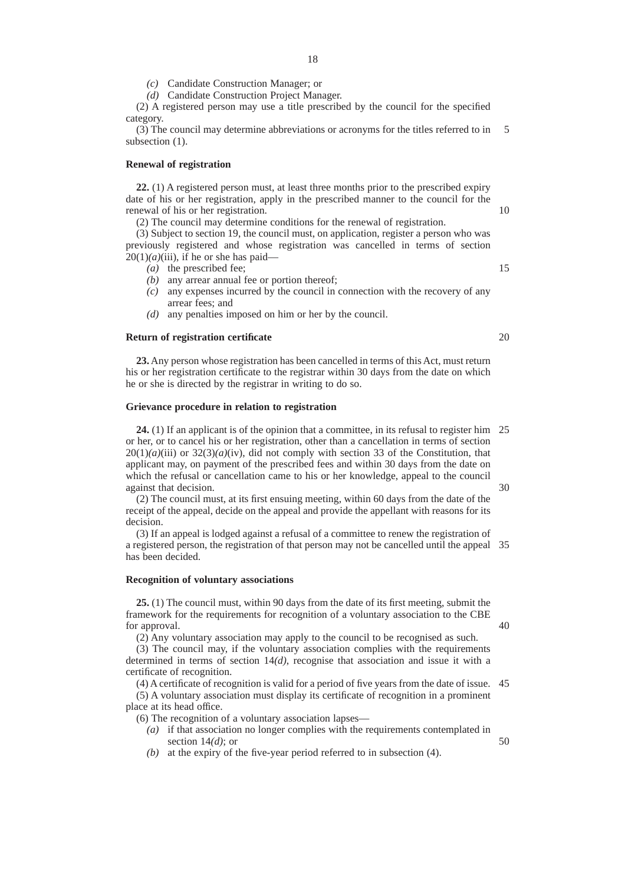*(c)* Candidate Construction Manager; or

*(d)* Candidate Construction Project Manager.

(2) A registered person may use a title prescribed by the council for the specified category.

(3) The council may determine abbreviations or acronyms for the titles referred to in subsection (1).

**Renewal of registration**

**22.** (1) A registered person must, at least three months prior to the prescribed expiry date of his or her registration, apply in the prescribed manner to the council for the renewal of his or her registration.

(2) The council may determine conditions for the renewal of registration.

(3) Subject to section 19, the council must, on application, register a person who was previously registered and whose registration was cancelled in terms of section 20(1)*(a)*(iii), if he or she has paid—

*(a)* the prescribed fee;

*(b)* any arrear annual fee or portion thereof;

*(c)* any expenses incurred by the council in connection with the recovery of any arrear fees; and

*(d)* any penalties imposed on him or her by the council.

**Return of registration certificate**

**23.** Any person whose registration has been cancelled in terms of this Act, must return his or her registration certificate to the registrar within 30 days from the date on which he or she is directed by the registrar in writing to do so.

**Grievance procedure in relation to registration**

**24.** (1) If an applicant is of the opinion that a committee, in its refusal to register him or her, or to cancel his or her registration, other than a cancellation in terms of section 20(1)*(a)*(iii) or 32(3)*(a)*(iv), did not comply with section 33 of the Constitution, that applicant may, on payment of the prescribed fees and within 30 days from the date on which the refusal or cancellation came to his or her knowledge, appeal to the council against that decision.

(2) The council must, at its first ensuing meeting, within 60 days from the date of the receipt of the appeal, decide on the appeal and provide the appellant with reasons for its decision.

(3) If an appeal is lodged against a refusal of a committee to renew the registration of a registered person, the registration of that person may not be cancelled until the appeal has been decided.

**Recognition of voluntary associations**

**25.** (1) The council must, within 90 days from the date of its first meeting, submit the framework for the requirements for recognition of a voluntary association to the CBE for approval.

(2) Any voluntary association may apply to the council to be recognised as such.

(3) The council may, if the voluntary association complies with the requirements determined in terms of section 14*(d)*, recognise that association and issue it with a certificate of recognition.

(4) A certificate of recognition is valid for a period of five years from the date of issue.

(5) A voluntary association must display its certificate of recognition in a prominent place at its head office.

(6) The recognition of a voluntary association lapses—

*(a)* if that association no longer complies with the requirements contemplated in section 14*(d)*; or

*(b)* at the expiry of the five-year period referred to in subsection (4).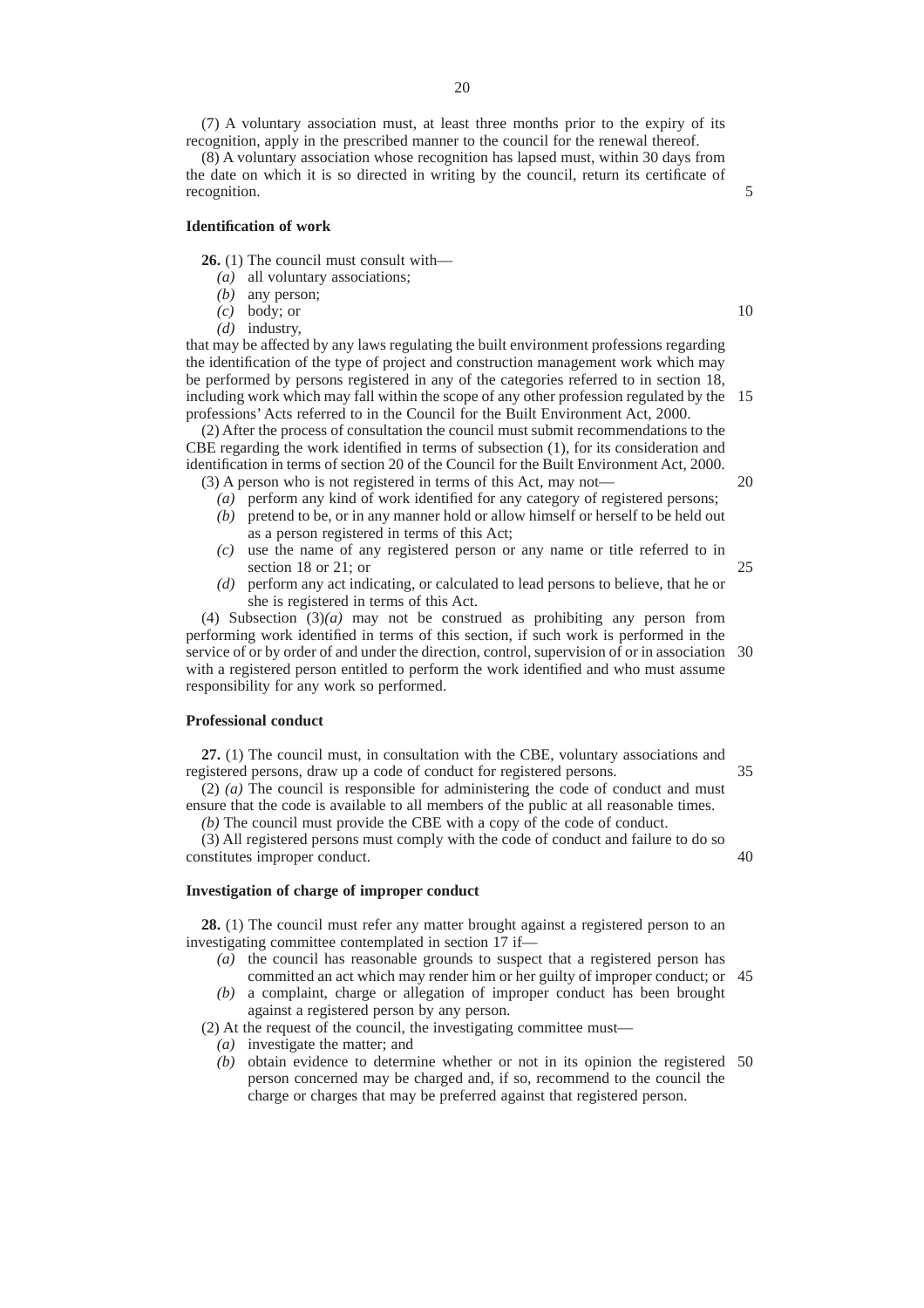(7) A voluntary association must, at least three months prior to the expiry of its recognition, apply in the prescribed manner to the council for the renewal thereof.

(8) A voluntary association whose recognition has lapsed must, within 30 days from the date on which it is so directed in writing by the council, return its certificate of recognition.

**Identification of work**

**26.** (1) The council must consult with—

*(a)* all voluntary associations;

*(b)* any person;

*(c)* body; or

*(d)* industry,

that may be affected by any laws regulating the built environment professions regarding the identification of the type of project and construction management work which may be performed by persons registered in any of the categories referred to in section 18, including work which may fall within the scope of any other profession regulated by the professions' Acts referred to in the Council for the Built Environment Act, 2000.

(2) After the process of consultation the council must submit recommendations to the CBE regarding the work identified in terms of subsection (1), for its consideration and identification in terms of section 20 of the Council for the Built Environment Act, 2000.

(3) A person who is not registered in terms of this Act, may not—

*(a)* perform any kind of work identified for any category of registered persons;

*(b)* pretend to be, or in any manner hold or allow himself or herself to be held out as a person registered in terms of this Act;

*(c)* use the name of any registered person or any name or title referred to in section 18 or 21; or

*(d)* perform any act indicating, or calculated to lead persons to believe, that he or she is registered in terms of this Act.

(4) Subsection (3)*(a)* may not be construed as prohibiting any person from performing work identified in terms of this section, if such work is performed in the service of or by order of and under the direction, control, supervision of or in association with a registered person entitled to perform the work identified and who must assume responsibility for any work so performed.

**Professional conduct**

**27.** (1) The council must, in consultation with the CBE, voluntary associations and registered persons, draw up a code of conduct for registered persons.

(2) *(a)* The council is responsible for administering the code of conduct and must ensure that the code is available to all members of the public at all reasonable times.

*(b)* The council must provide the CBE with a copy of the code of conduct.

(3) All registered persons must comply with the code of conduct and failure to do so constitutes improper conduct.

**Investigation of charge of improper conduct**

**28.** (1) The council must refer any matter brought against a registered person to an investigating committee contemplated in section 17 if—

*(a)* the council has reasonable grounds to suspect that a registered person has committed an act which may render him or her guilty of improper conduct; or

*(b)* a complaint, charge or allegation of improper conduct has been brought against a registered person by any person.

(2) At the request of the council, the investigating committee must—

*(a)* investigate the matter; and

*(b)* obtain evidence to determine whether or not in its opinion the registered person concerned may be charged and, if so, recommend to the council the charge or charges that may be preferred against that registered person.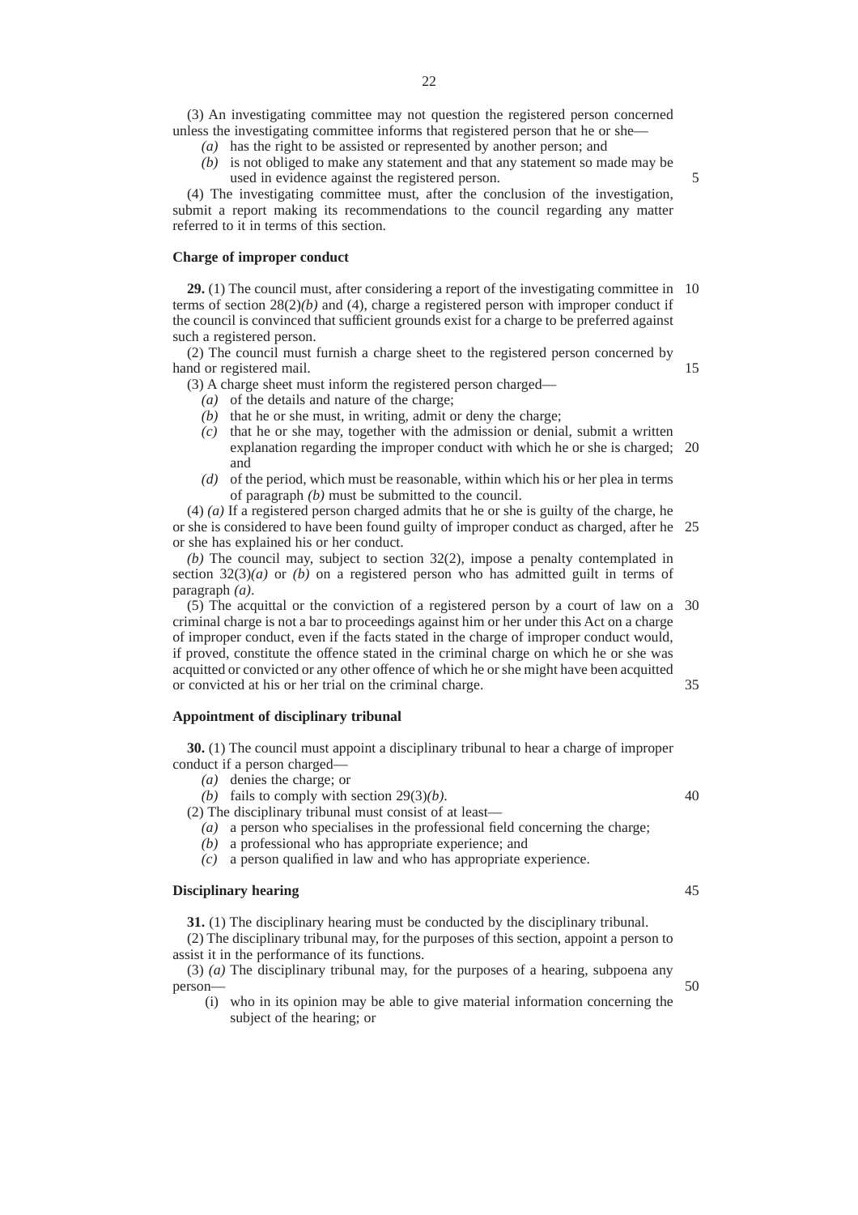(3) An investigating committee may not question the registered person concerned unless the investigating committee informs that registered person that he or she—

*(a)* has the right to be assisted or represented by another person; and

*(b)* is not obliged to make any statement and that any statement so made may be used in evidence against the registered person.

(4) The investigating committee must, after the conclusion of the investigation, submit a report making its recommendations to the council regarding any matter referred to it in terms of this section.

**Charge of improper conduct**

**29.** (1) The council must, after considering a report of the investigating committee in terms of section 28(2)*(b)* and (4), charge a registered person with improper conduct if the council is convinced that sufficient grounds exist for a charge to be preferred against such a registered person.

(2) The council must furnish a charge sheet to the registered person concerned by hand or registered mail.

(3) A charge sheet must inform the registered person charged—

*(a)* of the details and nature of the charge;

*(b)* that he or she must, in writing, admit or deny the charge;

*(c)* that he or she may, together with the admission or denial, submit a written explanation regarding the improper conduct with which he or she is charged; and

*(d)* of the period, which must be reasonable, within which his or her plea in terms of paragraph *(b)* must be submitted to the council.

(4) *(a)* If a registered person charged admits that he or she is guilty of the charge, he or she is considered to have been found guilty of improper conduct as charged, after he or she has explained his or her conduct.

*(b)* The council may, subject to section 32(2), impose a penalty contemplated in section 32(3)*(a)* or *(b)* on a registered person who has admitted guilt in terms of paragraph *(a)*.

(5) The acquittal or the conviction of a registered person by a court of law on a criminal charge is not a bar to proceedings against him or her under this Act on a charge of improper conduct, even if the facts stated in the charge of improper conduct would, if proved, constitute the offence stated in the criminal charge on which he or she was acquitted or convicted or any other offence of which he or she might have been acquitted or convicted at his or her trial on the criminal charge.

**Appointment of disciplinary tribunal**

**30.** (1) The council must appoint a disciplinary tribunal to hear a charge of improper conduct if a person charged—

*(a)* denies the charge; or

*(b)* fails to comply with section 29(3)*(b)*.

(2) The disciplinary tribunal must consist of at least—

*(a)* a person who specialises in the professional field concerning the charge;

*(b)* a professional who has appropriate experience; and

*(c)* a person qualified in law and who has appropriate experience.

**Disciplinary hearing**

**31.** (1) The disciplinary hearing must be conducted by the disciplinary tribunal.

(2) The disciplinary tribunal may, for the purposes of this section, appoint a person to assist it in the performance of its functions.

(3) *(a)* The disciplinary tribunal may, for the purposes of a hearing, subpoena any person—

(i) who in its opinion may be able to give material information concerning the subject of the hearing; or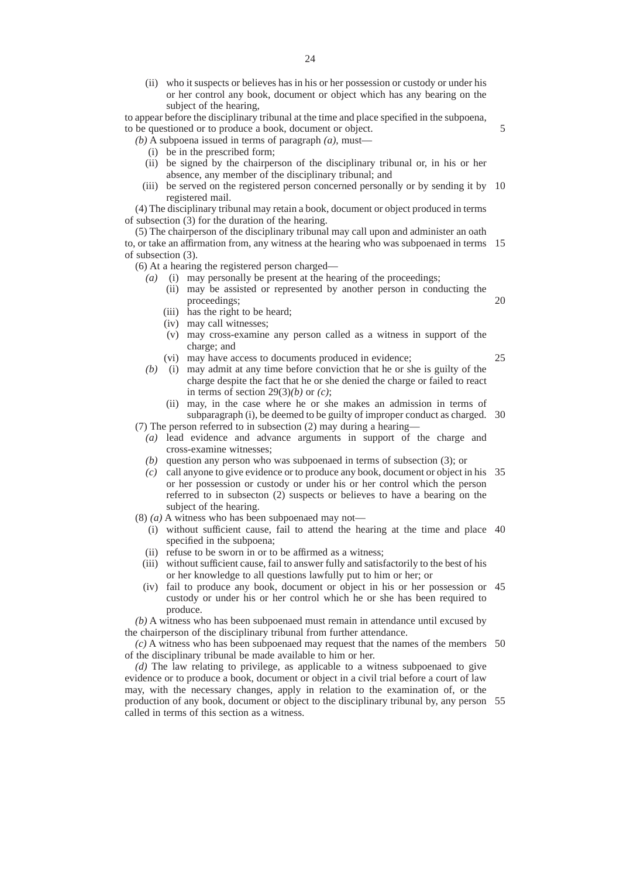(ii) who it suspects or believes has in his or her possession or custody or under his or her control any book, document or object which has any bearing on the subject of the hearing,

to appear before the disciplinary tribunal at the time and place specified in the subpoena, to be questioned or to produce a book, document or object.

*(b)* A subpoena issued in terms of paragraph *(a)*, must—

(i) be in the prescribed form;

(ii) be signed by the chairperson of the disciplinary tribunal or, in his or her absence, any member of the disciplinary tribunal; and

(iii) be served on the registered person concerned personally or by sending it by registered mail.

(4) The disciplinary tribunal may retain a book, document or object produced in terms of subsection (3) for the duration of the hearing.

(5) The chairperson of the disciplinary tribunal may call upon and administer an oath to, or take an affirmation from, any witness at the hearing who was subpoenaed in terms of subsection (3).

(6) At a hearing the registered person charged—

*(a)* (i) may personally be present at the hearing of the proceedings;

(ii) may be assisted or represented by another person in conducting the proceedings;

(iii) has the right to be heard;

(iv) may call witnesses;

(v) may cross-examine any person called as a witness in support of the charge; and

(vi) may have access to documents produced in evidence;

*(b)* (i) may admit at any time before conviction that he or she is guilty of the charge despite the fact that he or she denied the charge or failed to react in terms of section 29(3)*(b)* or *(c)*;

(ii) may, in the case where he or she makes an admission in terms of subparagraph (i), be deemed to be guilty of improper conduct as charged.

(7) The person referred to in subsection (2) may during a hearing—

*(a)* lead evidence and advance arguments in support of the charge and cross-examine witnesses;

*(b)* question any person who was subpoenaed in terms of subsection (3); or

*(c)* call anyone to give evidence or to produce any book, document or object in his or her possession or custody or under his or her control which the person referred to in subsecton (2) suspects or believes to have a bearing on the subject of the hearing.

(8) *(a)* A witness who has been subpoenaed may not—

(i) without sufficient cause, fail to attend the hearing at the time and place specified in the subpoena;

(ii) refuse to be sworn in or to be affirmed as a witness;

(iii) without sufficient cause, fail to answer fully and satisfactorily to the best of his or her knowledge to all questions lawfully put to him or her; or

(iv) fail to produce any book, document or object in his or her possession or custody or under his or her control which he or she has been required to produce.

*(b)* A witness who has been subpoenaed must remain in attendance until excused by the chairperson of the disciplinary tribunal from further attendance.

*(c)* A witness who has been subpoenaed may request that the names of the members of the disciplinary tribunal be made available to him or her.

*(d)* The law relating to privilege, as applicable to a witness subpoenaed to give evidence or to produce a book, document or object in a civil trial before a court of law may, with the necessary changes, apply in relation to the examination of, or the production of any book, document or object to the disciplinary tribunal by, any person called in terms of this section as a witness.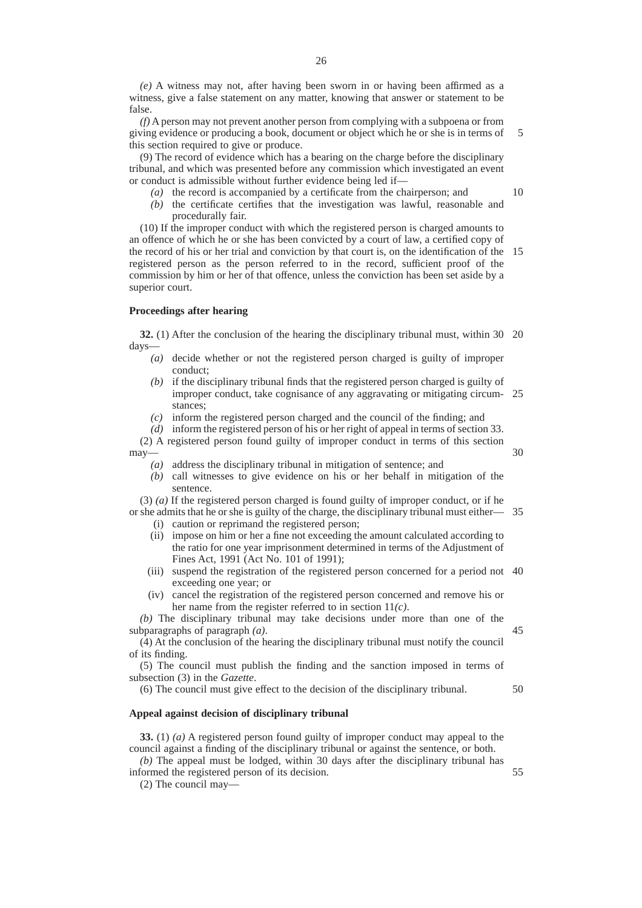*(e)* A witness may not, after having been sworn in or having been affirmed as a witness, give a false statement on any matter, knowing that answer or statement to be false.

*(f)* A person may not prevent another person from complying with a subpoena or from giving evidence or producing a book, document or object which he or she is in terms of this section required to give or produce.

(9) The record of evidence which has a bearing on the charge before the disciplinary tribunal, and which was presented before any commission which investigated an event or conduct is admissible without further evidence being led if—

*(a)* the record is accompanied by a certificate from the chairperson; and

*(b)* the certificate certifies that the investigation was lawful, reasonable and procedurally fair.

(10) If the improper conduct with which the registered person is charged amounts to an offence of which he or she has been convicted by a court of law, a certified copy of the record of his or her trial and conviction by that court is, on the identification of the registered person as the person referred to in the record, sufficient proof of the commission by him or her of that offence, unless the conviction has been set aside by a superior court.

**Proceedings after hearing**

**32.** (1) After the conclusion of the hearing the disciplinary tribunal must, within 30 days—

*(a)* decide whether or not the registered person charged is guilty of improper conduct;

*(b)* if the disciplinary tribunal finds that the registered person charged is guilty of improper conduct, take cognisance of any aggravating or mitigating circumstances;

*(c)* inform the registered person charged and the council of the finding; and

*(d)* inform the registered person of his or her right of appeal in terms of section 33.

(2) A registered person found guilty of improper conduct in terms of this section may—

*(a)* address the disciplinary tribunal in mitigation of sentence; and

*(b)* call witnesses to give evidence on his or her behalf in mitigation of the sentence.

(3) *(a)* If the registered person charged is found guilty of improper conduct, or if he or she admits that he or she is guilty of the charge, the disciplinary tribunal must either—

(i) caution or reprimand the registered person;

(ii) impose on him or her a fine not exceeding the amount calculated according to the ratio for one year imprisonment determined in terms of the Adjustment of Fines Act, 1991 (Act No. 101 of 1991);

(iii) suspend the registration of the registered person concerned for a period not exceeding one year; or

(iv) cancel the registration of the registered person concerned and remove his or her name from the register referred to in section 11*(c)*.

*(b)* The disciplinary tribunal may take decisions under more than one of the subparagraphs of paragraph *(a)*.

(4) At the conclusion of the hearing the disciplinary tribunal must notify the council of its finding.

(5) The council must publish the finding and the sanction imposed in terms of subsection (3) in the *Gazette*.

(6) The council must give effect to the decision of the disciplinary tribunal.

**Appeal against decision of disciplinary tribunal**

**33.** (1) *(a)* A registered person found guilty of improper conduct may appeal to the council against a finding of the disciplinary tribunal or against the sentence, or both.

*(b)* The appeal must be lodged, within 30 days after the disciplinary tribunal has informed the registered person of its decision.

(2) The council may—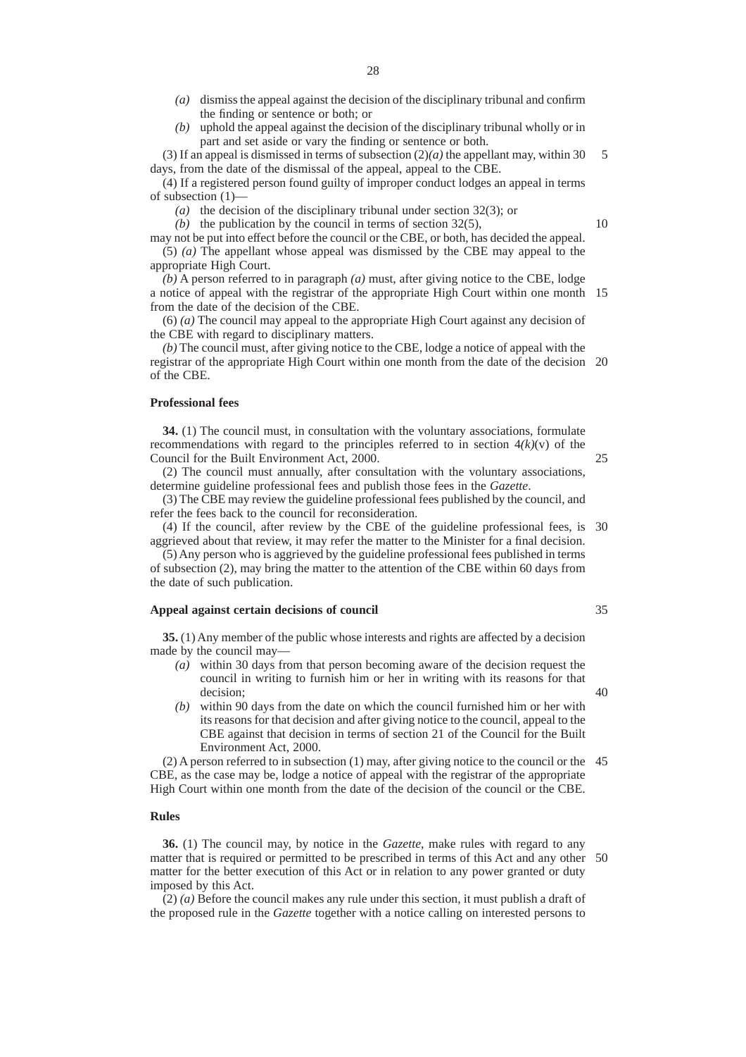*(a)* dismiss the appeal against the decision of the disciplinary tribunal and confirm the finding or sentence or both; or

*(b)* uphold the appeal against the decision of the disciplinary tribunal wholly or in part and set aside or vary the finding or sentence or both.

(3) If an appeal is dismissed in terms of subsection (2)*(a)* the appellant may, within 30 days, from the date of the dismissal of the appeal, appeal to the CBE.

(4) If a registered person found guilty of improper conduct lodges an appeal in terms of subsection (1)—

*(a)* the decision of the disciplinary tribunal under section 32(3); or

*(b)* the publication by the council in terms of section 32(5),

may not be put into effect before the council or the CBE, or both, has decided the appeal.

(5) *(a)* The appellant whose appeal was dismissed by the CBE may appeal to the appropriate High Court.

*(b)* A person referred to in paragraph *(a)* must, after giving notice to the CBE, lodge a notice of appeal with the registrar of the appropriate High Court within one month from the date of the decision of the CBE.

(6) *(a)* The council may appeal to the appropriate High Court against any decision of the CBE with regard to disciplinary matters.

*(b)* The council must, after giving notice to the CBE, lodge a notice of appeal with the registrar of the appropriate High Court within one month from the date of the decision of the CBE.

**Professional fees**

**34.** (1) The council must, in consultation with the voluntary associations, formulate recommendations with regard to the principles referred to in section 4*(k)*(v) of the Council for the Built Environment Act, 2000.

(2) The council must annually, after consultation with the voluntary associations, determine guideline professional fees and publish those fees in the *Gazette*.

(3) The CBE may review the guideline professional fees published by the council, and refer the fees back to the council for reconsideration.

(4) If the council, after review by the CBE of the guideline professional fees, is aggrieved about that review, it may refer the matter to the Minister for a final decision.

(5) Any person who is aggrieved by the guideline professional fees published in terms of subsection (2), may bring the matter to the attention of the CBE within 60 days from the date of such publication.

**Appeal against certain decisions of council**

**35.** (1) Any member of the public whose interests and rights are affected by a decision made by the council may—

*(a)* within 30 days from that person becoming aware of the decision request the council in writing to furnish him or her in writing with its reasons for that decision;

*(b)* within 90 days from the date on which the council furnished him or her with its reasons for that decision and after giving notice to the council, appeal to the CBE against that decision in terms of section 21 of the Council for the Built Environment Act, 2000.

(2) A person referred to in subsection (1) may, after giving notice to the council or the CBE, as the case may be, lodge a notice of appeal with the registrar of the appropriate High Court within one month from the date of the decision of the council or the CBE.

**Rules**

**36.** (1) The council may, by notice in the *Gazette*, make rules with regard to any matter that is required or permitted to be prescribed in terms of this Act and any other matter for the better execution of this Act or in relation to any power granted or duty imposed by this Act.

(2) *(a)* Before the council makes any rule under this section, it must publish a draft of the proposed rule in the *Gazette* together with a notice calling on interested persons to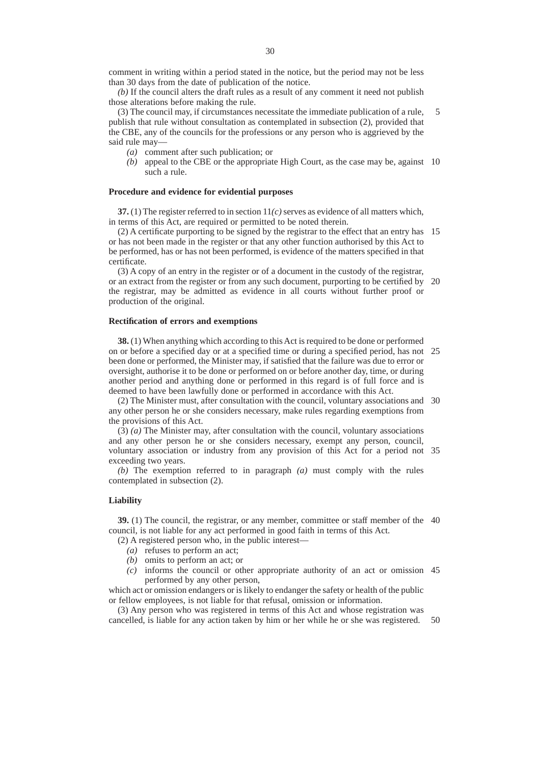comment in writing within a period stated in the notice, but the period may not be less than 30 days from the date of publication of the notice.

*(b)* If the council alters the draft rules as a result of any comment it need not publish those alterations before making the rule.

(3) The council may, if circumstances necessitate the immediate publication of a rule, publish that rule without consultation as contemplated in subsection (2), provided that the CBE, any of the councils for the professions or any person who is aggrieved by the said rule may—

*(a)* comment after such publication; or

*(b)* appeal to the CBE or the appropriate High Court, as the case may be, against such a rule.

**Procedure and evidence for evidential purposes**

**37.** (1) The register referred to in section 11*(c)* serves as evidence of all matters which, in terms of this Act, are required or permitted to be noted therein.

(2) A certificate purporting to be signed by the registrar to the effect that an entry has or has not been made in the register or that any other function authorised by this Act to be performed, has or has not been performed, is evidence of the matters specified in that certificate.

(3) A copy of an entry in the register or of a document in the custody of the registrar, or an extract from the register or from any such document, purporting to be certified by the registrar, may be admitted as evidence in all courts without further proof or production of the original.

**Rectification of errors and exemptions**

**38.** (1) When anything which according to this Act is required to be done or performed on or before a specified day or at a specified time or during a specified period, has not been done or performed, the Minister may, if satisfied that the failure was due to error or oversight, authorise it to be done or performed on or before another day, time, or during another period and anything done or performed in this regard is of full force and is deemed to have been lawfully done or performed in accordance with this Act.

(2) The Minister must, after consultation with the council, voluntary associations and any other person he or she considers necessary, make rules regarding exemptions from the provisions of this Act.

(3) *(a)* The Minister may, after consultation with the council, voluntary associations and any other person he or she considers necessary, exempt any person, council, voluntary association or industry from any provision of this Act for a period not exceeding two years.

*(b)* The exemption referred to in paragraph *(a)* must comply with the rules contemplated in subsection (2).

**Liability**

**39.** (1) The council, the registrar, or any member, committee or staff member of the council, is not liable for any act performed in good faith in terms of this Act.

(2) A registered person who, in the public interest—

*(a)* refuses to perform an act;

*(b)* omits to perform an act; or

*(c)* informs the council or other appropriate authority of an act or omission performed by any other person,

which act or omission endangers or is likely to endanger the safety or health of the public or fellow employees, is not liable for that refusal, omission or information.

(3) Any person who was registered in terms of this Act and whose registration was cancelled, is liable for any action taken by him or her while he or she was registered.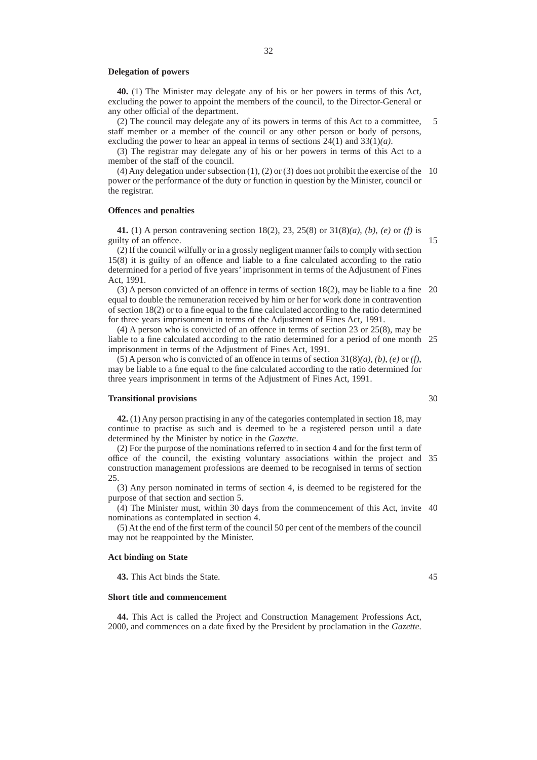**Delegation of powers**

**40.** (1) The Minister may delegate any of his or her powers in terms of this Act, excluding the power to appoint the members of the council, to the Director-General or any other official of the department.

(2) The council may delegate any of its powers in terms of this Act to a committee, staff member or a member of the council or any other person or body of persons, excluding the power to hear an appeal in terms of sections 24(1) and 33(1)*(a)*.

(3) The registrar may delegate any of his or her powers in terms of this Act to a member of the staff of the council.

(4) Any delegation under subsection (1), (2) or (3) does not prohibit the exercise of the power or the performance of the duty or function in question by the Minister, council or the registrar.

**Offences and penalties**

**41.** (1) A person contravening section 18(2), 23, 25(8) or 31(8)*(a)*, *(b)*, *(e)* or *(f)* is guilty of an offence.

(2) If the council wilfully or in a grossly negligent manner fails to comply with section 15(8) it is guilty of an offence and liable to a fine calculated according to the ratio determined for a period of five years' imprisonment in terms of the Adjustment of Fines Act, 1991.

(3) A person convicted of an offence in terms of section 18(2), may be liable to a fine equal to double the remuneration received by him or her for work done in contravention of section 18(2) or to a fine equal to the fine calculated according to the ratio determined for three years imprisonment in terms of the Adjustment of Fines Act, 1991.

(4) A person who is convicted of an offence in terms of section 23 or 25(8), may be liable to a fine calculated according to the ratio determined for a period of one month imprisonment in terms of the Adjustment of Fines Act, 1991.

(5) A person who is convicted of an offence in terms of section 31(8)*(a)*, *(b)*, *(e)* or *(f)*, may be liable to a fine equal to the fine calculated according to the ratio determined for three years imprisonment in terms of the Adjustment of Fines Act, 1991.

**Transitional provisions**

**42.** (1) Any person practising in any of the categories contemplated in section 18, may continue to practise as such and is deemed to be a registered person until a date determined by the Minister by notice in the *Gazette*.

(2) For the purpose of the nominations referred to in section 4 and for the first term of office of the council, the existing voluntary associations within the project and construction management professions are deemed to be recognised in terms of section 25.

(3) Any person nominated in terms of section 4, is deemed to be registered for the purpose of that section and section 5.

(4) The Minister must, within 30 days from the commencement of this Act, invite nominations as contemplated in section 4.

(5) At the end of the first term of the council 50 per cent of the members of the council may not be reappointed by the Minister.

**Act binding on State**

**43.** This Act binds the State.

**Short title and commencement**

**44.** This Act is called the Project and Construction Management Professions Act, 2000, and commences on a date fixed by the President by proclamation in the *Gazette*.